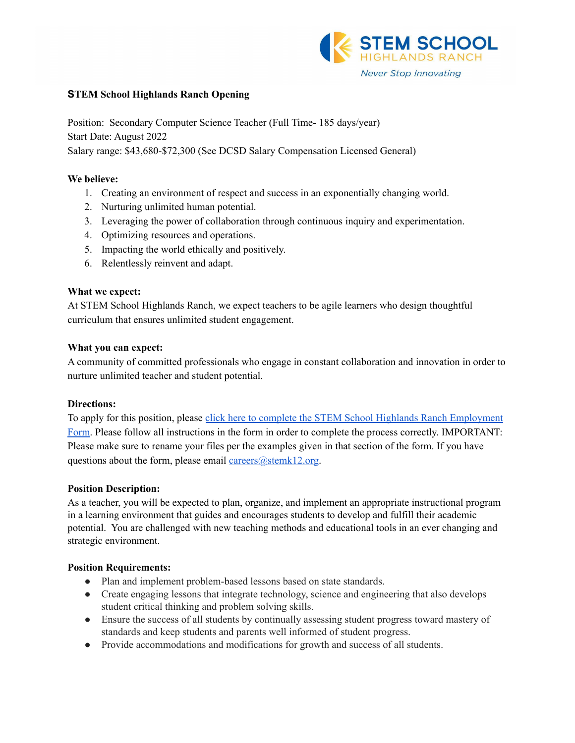STEM SCHOOL HIGHLANDS RANCH

*Never Stop Innovating*

**STEM School Highlands Ranch Opening**

Position: Secondary Computer Science Teacher (Full Time- 185 days/year)
Start Date: August 2022
Salary range: $43,680-$72,300 (See DCSD Salary Compensation Licensed General)

**We believe:**

1. Creating an environment of respect and success in an exponentially changing world.
2. Nurturing unlimited human potential.
3. Leveraging the power of collaboration through continuous inquiry and experimentation.
4. Optimizing resources and operations.
5. Impacting the world ethically and positively.
6. Relentlessly reinvent and adapt.

**What we expect:**
At STEM School Highlands Ranch, we expect teachers to be agile learners who design thoughtful curriculum that ensures unlimited student engagement.

**What you can expect:**
A community of committed professionals who engage in constant collaboration and innovation in order to nurture unlimited teacher and student potential.

**Directions:**
To apply for this position, please click here to complete the STEM School Highlands Ranch Employment Form. Please follow all instructions in the form in order to complete the process correctly. IMPORTANT: Please make sure to rename your files per the examples given in that section of the form. If you have questions about the form, please email careers@stemk12.org.

**Position Description:**
As a teacher, you will be expected to plan, organize, and implement an appropriate instructional program in a learning environment that guides and encourages students to develop and fulfill their academic potential. You are challenged with new teaching methods and educational tools in an ever changing and strategic environment.

**Position Requirements:**

- Plan and implement problem-based lessons based on state standards.
- Create engaging lessons that integrate technology, science and engineering that also develops student critical thinking and problem solving skills.
- Ensure the success of all students by continually assessing student progress toward mastery of standards and keep students and parents well informed of student progress.
- Provide accommodations and modifications for growth and success of all students.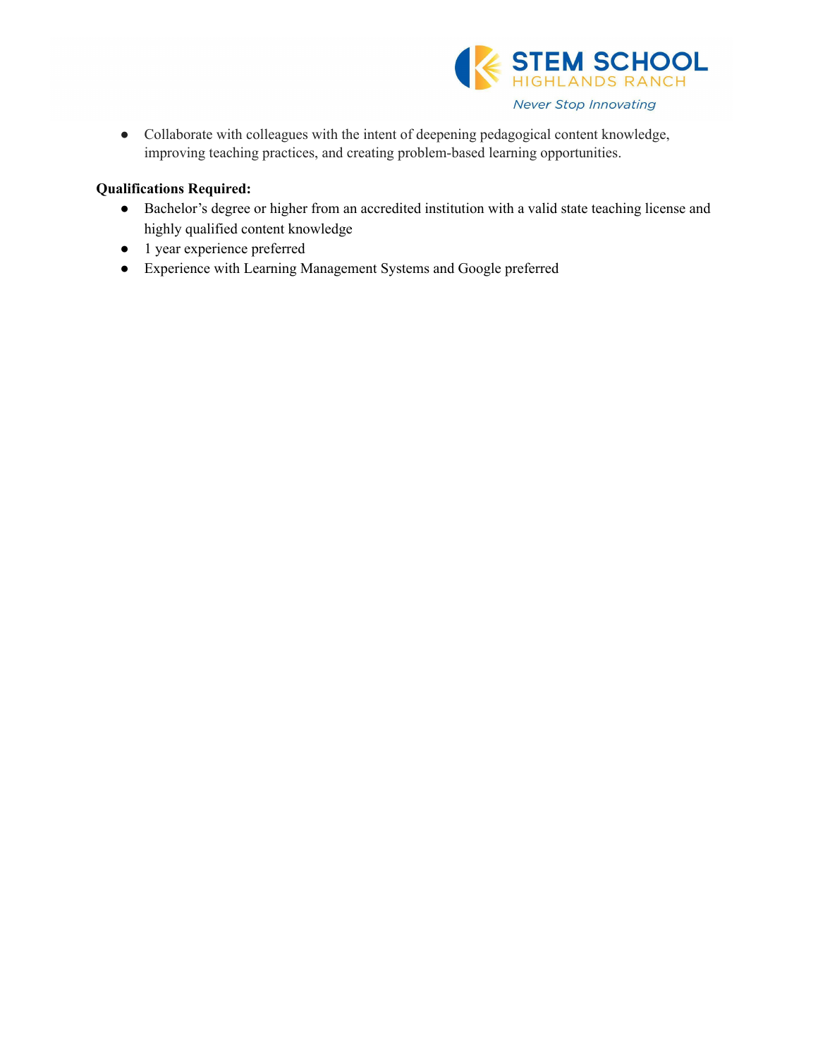- Collaborate with colleagues with the intent of deepening pedagogical content knowledge, improving teaching practices, and creating problem-based learning opportunities.

**Qualifications Required:**

- Bachelor's degree or higher from an accredited institution with a valid state teaching license and highly qualified content knowledge
- 1 year experience preferred
- Experience with Learning Management Systems and Google preferred